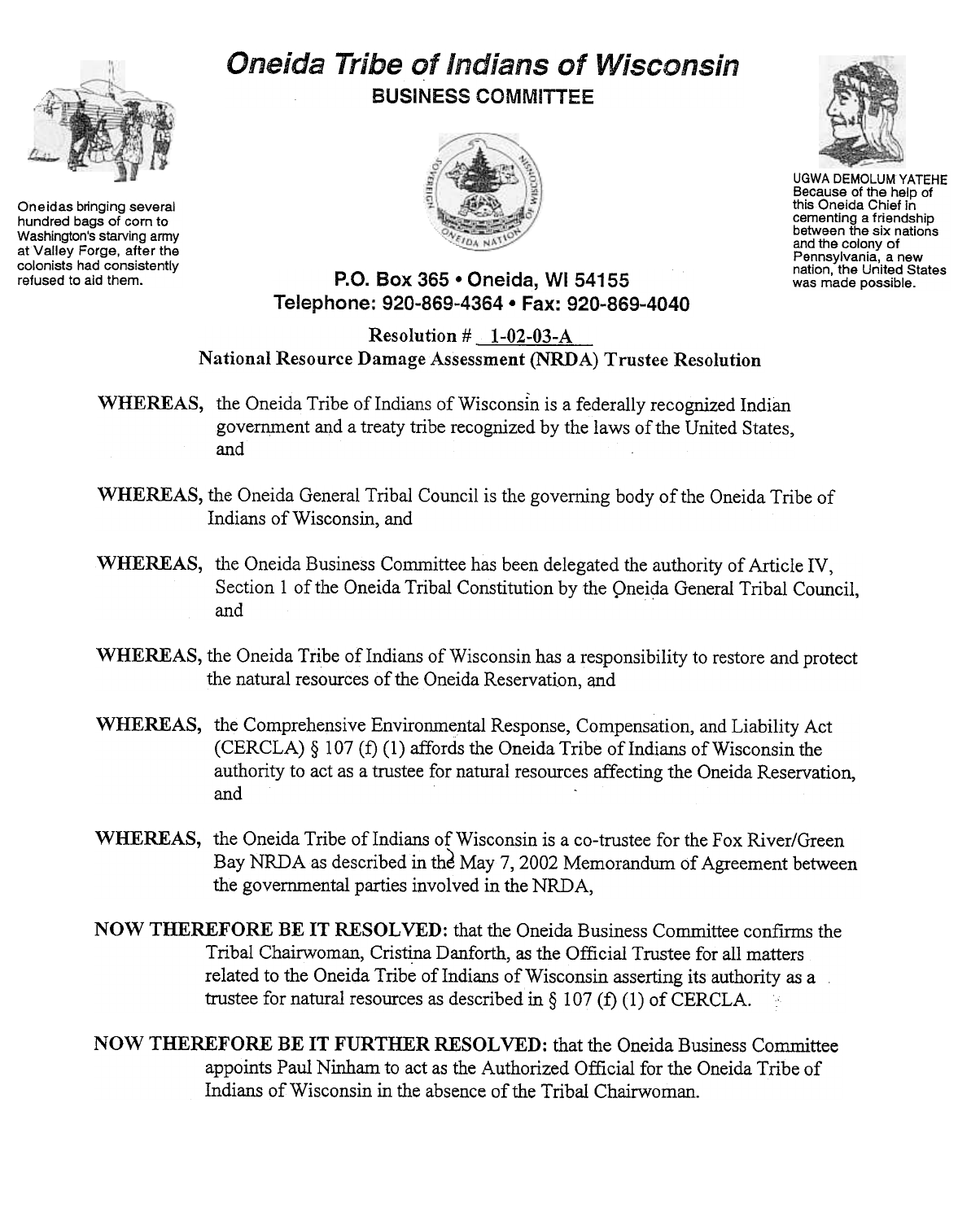# Oneida Tribe of Indians of Wisconsin

## BUSINESS COMMITTEE

Oneidas bringing several hundred bags of corn to Washington's starving army at Valley Forge, after the colonists had consistently refused to aid them.

UGWA DEMOLUM YATEHE
Because of the help of this Oneida Chief in cementing a friendship between the six nations and the colony of Pennsylvania, a new nation, the United States was made possible.

**P.O. Box 365 • Oneida, WI 54155**
**Telephone: 920-869-4364 • Fax: 920-869-4040**

**Resolution # 1-02-03-A**
**National Resource Damage Assessment (NRDA) Trustee Resolution**

**WHEREAS,** the Oneida Tribe of Indians of Wisconsin is a federally recognized Indian government and a treaty tribe recognized by the laws of the United States, and

**WHEREAS,** the Oneida General Tribal Council is the governing body of the Oneida Tribe of Indians of Wisconsin, and

**WHEREAS,** the Oneida Business Committee has been delegated the authority of Article IV, Section 1 of the Oneida Tribal Constitution by the Oneida General Tribal Council, and

**WHEREAS,** the Oneida Tribe of Indians of Wisconsin has a responsibility to restore and protect the natural resources of the Oneida Reservation, and

**WHEREAS,** the Comprehensive Environmental Response, Compensation, and Liability Act (CERCLA) § 107 (f) (1) affords the Oneida Tribe of Indians of Wisconsin the authority to act as a trustee for natural resources affecting the Oneida Reservation, and

**WHEREAS,** the Oneida Tribe of Indians of Wisconsin is a co-trustee for the Fox River/Green Bay NRDA as described in the May 7, 2002 Memorandum of Agreement between the governmental parties involved in the NRDA,

**NOW THEREFORE BE IT RESOLVED:** that the Oneida Business Committee confirms the Tribal Chairwoman, Cristina Danforth, as the Official Trustee for all matters related to the Oneida Tribe of Indians of Wisconsin asserting its authority as a trustee for natural resources as described in § 107 (f) (1) of CERCLA.

**NOW THEREFORE BE IT FURTHER RESOLVED:** that the Oneida Business Committee appoints Paul Ninham to act as the Authorized Official for the Oneida Tribe of Indians of Wisconsin in the absence of the Tribal Chairwoman.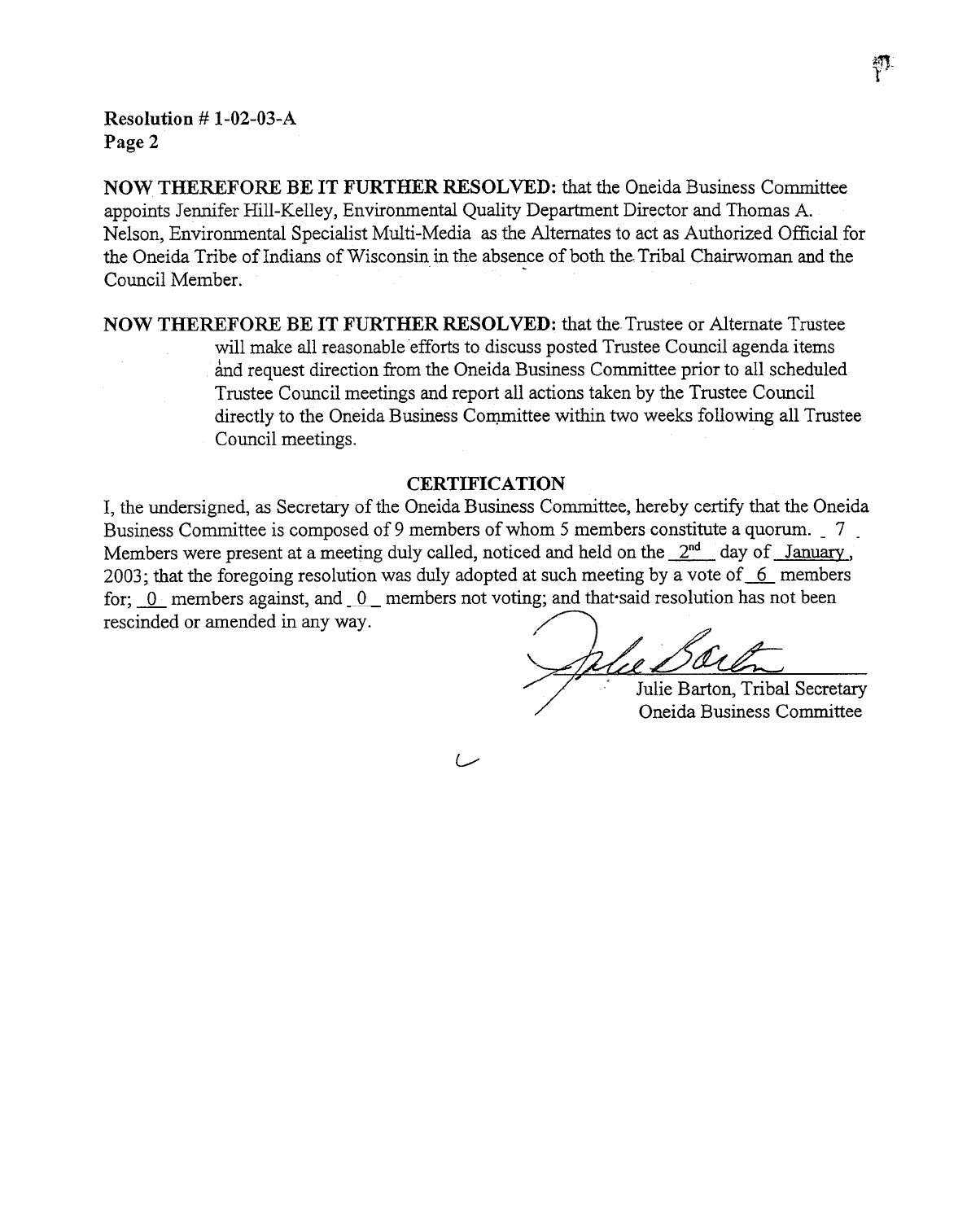**Resolution # 1-02-03-A**
**Page 2**

**NOW THEREFORE BE IT FURTHER RESOLVED:** that the Oneida Business Committee appoints Jennifer Hill-Kelley, Environmental Quality Department Director and Thomas A. Nelson, Environmental Specialist Multi-Media as the Alternates to act as Authorized Official for the Oneida Tribe of Indians of Wisconsin in the absence of both the Tribal Chairwoman and the Council Member.

**NOW THEREFORE BE IT FURTHER RESOLVED:** that the Trustee or Alternate Trustee will make all reasonable efforts to discuss posted Trustee Council agenda items and request direction from the Oneida Business Committee prior to all scheduled Trustee Council meetings and report all actions taken by the Trustee Council directly to the Oneida Business Committee within two weeks following all Trustee Council meetings.

**CERTIFICATION**

I, the undersigned, as Secretary of the Oneida Business Committee, hereby certify that the Oneida Business Committee is composed of 9 members of whom 5 members constitute a quorum. 7 Members were present at a meeting duly called, noticed and held on the 2nd day of January, 2003; that the foregoing resolution was duly adopted at such meeting by a vote of 6 members for; 0 members against, and 0 members not voting; and that said resolution has not been rescinded or amended in any way.

Julie Barton, Tribal Secretary
Oneida Business Committee